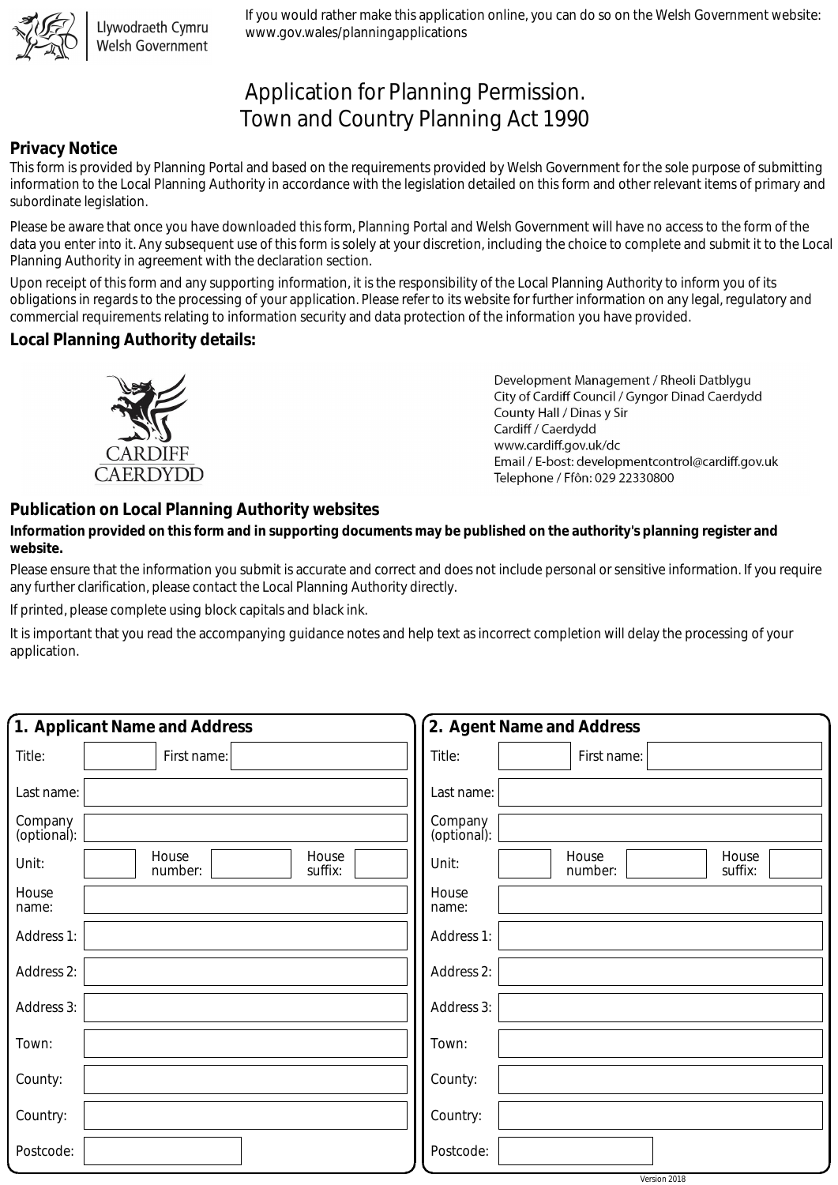Llywodraeth Cymru
Welsh Government

If you would rather make this application online, you can do so on the Welsh Government website: www.gov.wales/planningapplications

# Application for Planning Permission.
# Town and Country Planning Act 1990

## Privacy Notice

This form is provided by Planning Portal and based on the requirements provided by Welsh Government for the sole purpose of submitting information to the Local Planning Authority in accordance with the legislation detailed on this form and other relevant items of primary and subordinate legislation.

Please be aware that once you have downloaded this form, Planning Portal and Welsh Government will have no access to the form of the data you enter into it. Any subsequent use of this form is solely at your discretion, including the choice to complete and submit it to the Local Planning Authority in agreement with the declaration section.

Upon receipt of this form and any supporting information, it is the responsibility of the Local Planning Authority to inform you of its obligations in regards to the processing of your application. Please refer to its website for further information on any legal, regulatory and commercial requirements relating to information security and data protection of the information you have provided.

## Local Planning Authority details:

CARDIFF
CAERDYDD

Development Management / Rheoli Datblygu
City of Cardiff Council / Gyngor Dinad Caerdydd
County Hall / Dinas y Sir
Cardiff / Caerdydd
www.cardiff.gov.uk/dc
Email / E-bost: developmentcontrol@cardiff.gov.uk
Telephone / Ffôn: 029 22330800

## Publication on Local Planning Authority websites

**Information provided on this form and in supporting documents may be published on the authority's planning register and website.**

Please ensure that the information you submit is accurate and correct and does not include personal or sensitive information. If you require any further clarification, please contact the Local Planning Authority directly.

If printed, please complete using block capitals and black ink.

It is important that you read the accompanying guidance notes and help text as incorrect completion will delay the processing of your application.

## 1. Applicant Name and Address

| Field | |
|---|---|
| Title: | |
| First name: | |
| Last name: | |
| Company (optional): | |
| Unit: | |
| House number: | |
| House suffix: | |
| House name: | |
| Address 1: | |
| Address 2: | |
| Address 3: | |
| Town: | |
| County: | |
| Country: | |
| Postcode: | |

## 2. Agent Name and Address

| Field | |
|---|---|
| Title: | |
| First name: | |
| Last name: | |
| Company (optional): | |
| Unit: | |
| House number: | |
| House suffix: | |
| House name: | |
| Address 1: | |
| Address 2: | |
| Address 3: | |
| Town: | |
| County: | |
| Country: | |
| Postcode: | |

Version 2018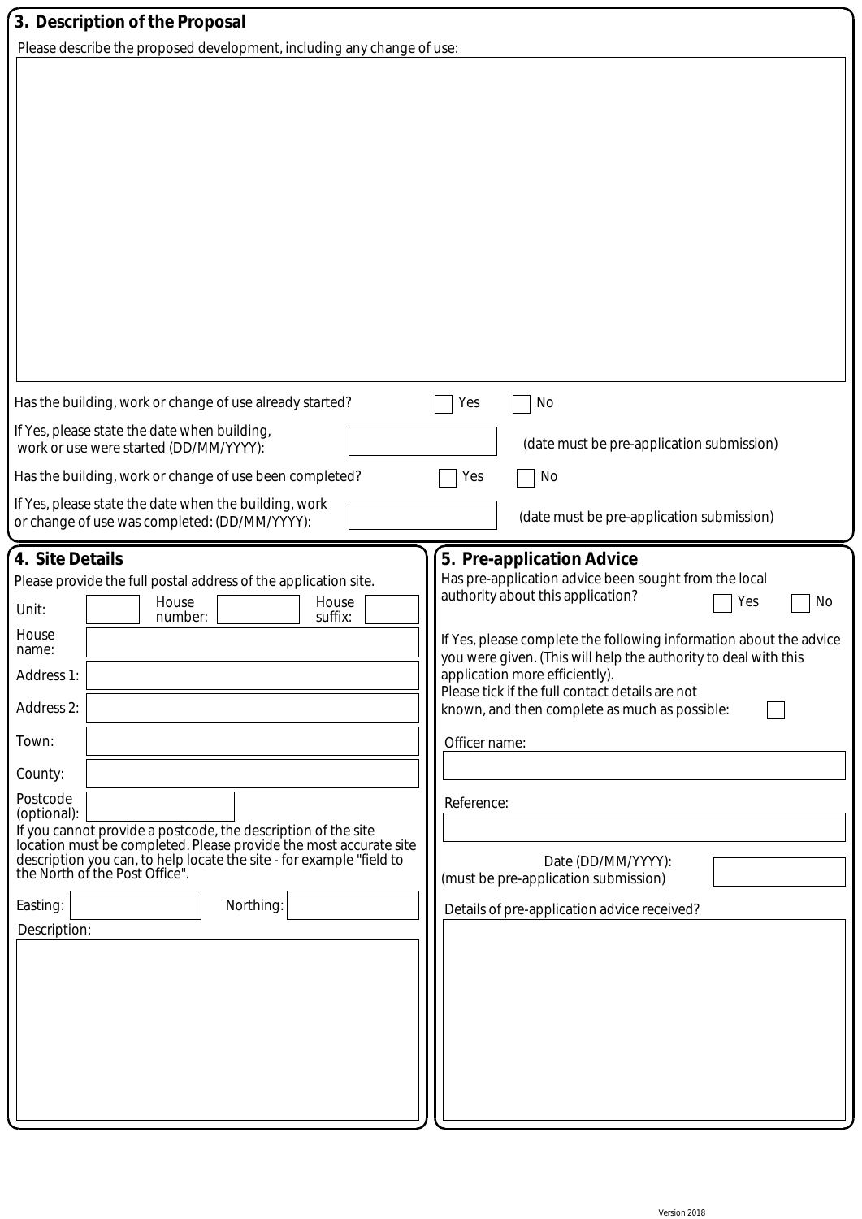## 3. Description of the Proposal

Please describe the proposed development, including any change of use:

Has the building, work or change of use already started? ☐ Yes ☐ No

If Yes, please state the date when building, work or use were started (DD/MM/YYYY): (date must be pre-application submission)

Has the building, work or change of use been completed? ☐ Yes ☐ No

If Yes, please state the date when the building, work or change of use was completed: (DD/MM/YYYY): (date must be pre-application submission)

## 4. Site Details

Please provide the full postal address of the application site.

Unit:

House number:

House suffix:

House name:

Address 1:

Address 2:

Town:

County:

Postcode (optional):

If you cannot provide a postcode, the description of the site location must be completed. Please provide the most accurate site description you can, to help locate the site - for example "field to the North of the Post Office".

Easting:

Northing:

Description:

## 5. Pre-application Advice

Has pre-application advice been sought from the local authority about this application? ☐ Yes ☐ No

If Yes, please complete the following information about the advice you were given. (This will help the authority to deal with this application more efficiently).

Please tick if the full contact details are not known, and then complete as much as possible: ☐

Officer name:

Reference:

Date (DD/MM/YYYY):
(must be pre-application submission)

Details of pre-application advice received?

Version 2018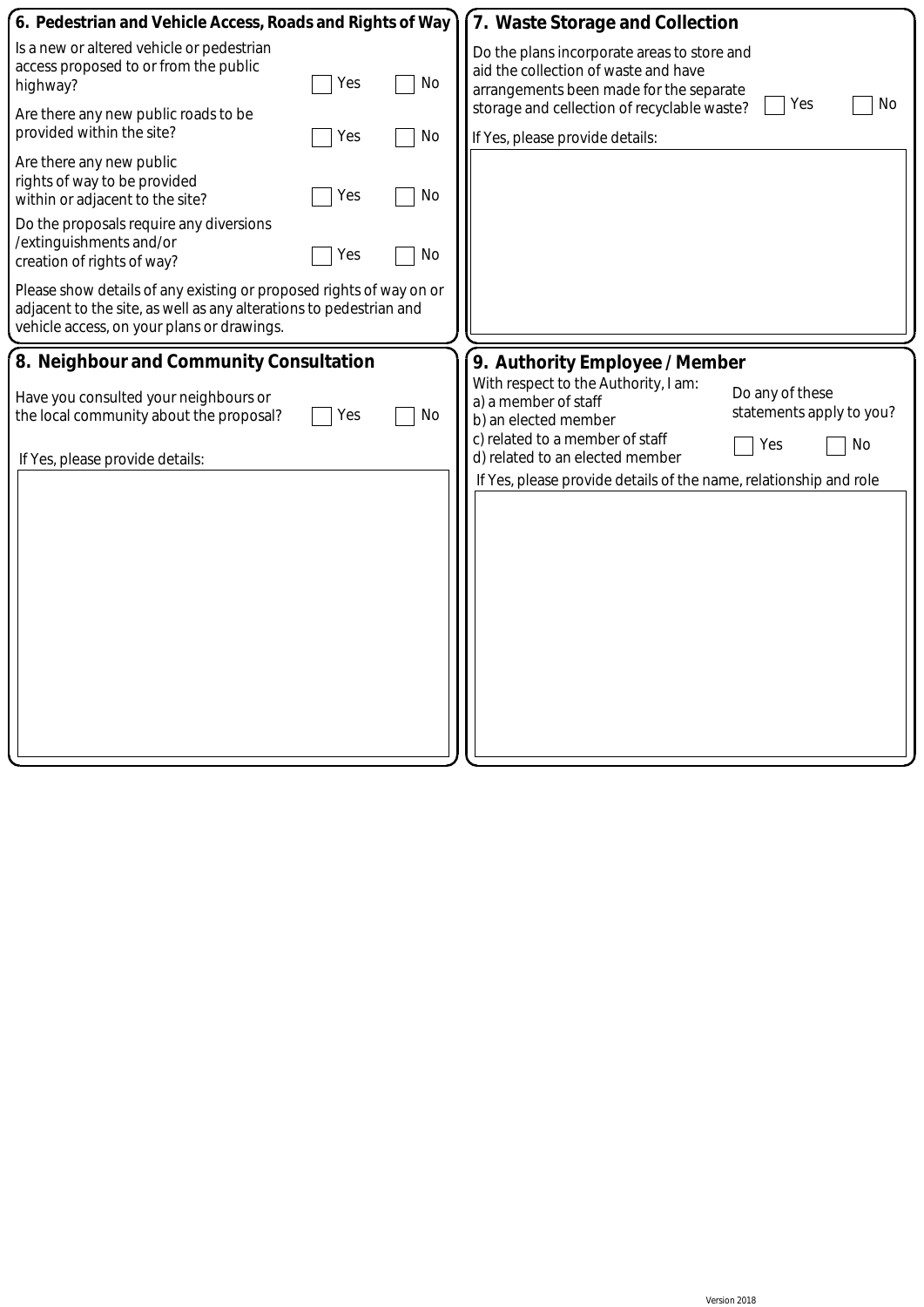## 6. Pedestrian and Vehicle Access, Roads and Rights of Way

Is a new or altered vehicle or pedestrian access proposed to or from the public highway? ☐ Yes ☐ No

Are there any new public roads to be provided within the site? ☐ Yes ☐ No

Are there any new public rights of way to be provided within or adjacent to the site? ☐ Yes ☐ No

Do the proposals require any diversions /extinguishments and/or creation of rights of way? ☐ Yes ☐ No

Please show details of any existing or proposed rights of way on or adjacent to the site, as well as any alterations to pedestrian and vehicle access, on your plans or drawings.

## 7. Waste Storage and Collection

Do the plans incorporate areas to store and aid the collection of waste and have arrangements been made for the separate storage and cellection of recyclable waste? ☐ Yes ☐ No

If Yes, please provide details:

## 8. Neighbour and Community Consultation

Have you consulted your neighbours or the local community about the proposal? ☐ Yes ☐ No

If Yes, please provide details:

## 9. Authority Employee / Member

With respect to the Authority, I am:
a) a member of staff
b) an elected member
c) related to a member of staff
d) related to an elected member

Do any of these statements apply to you? ☐ Yes ☐ No

If Yes, please provide details of the name, relationship and role

Version 2018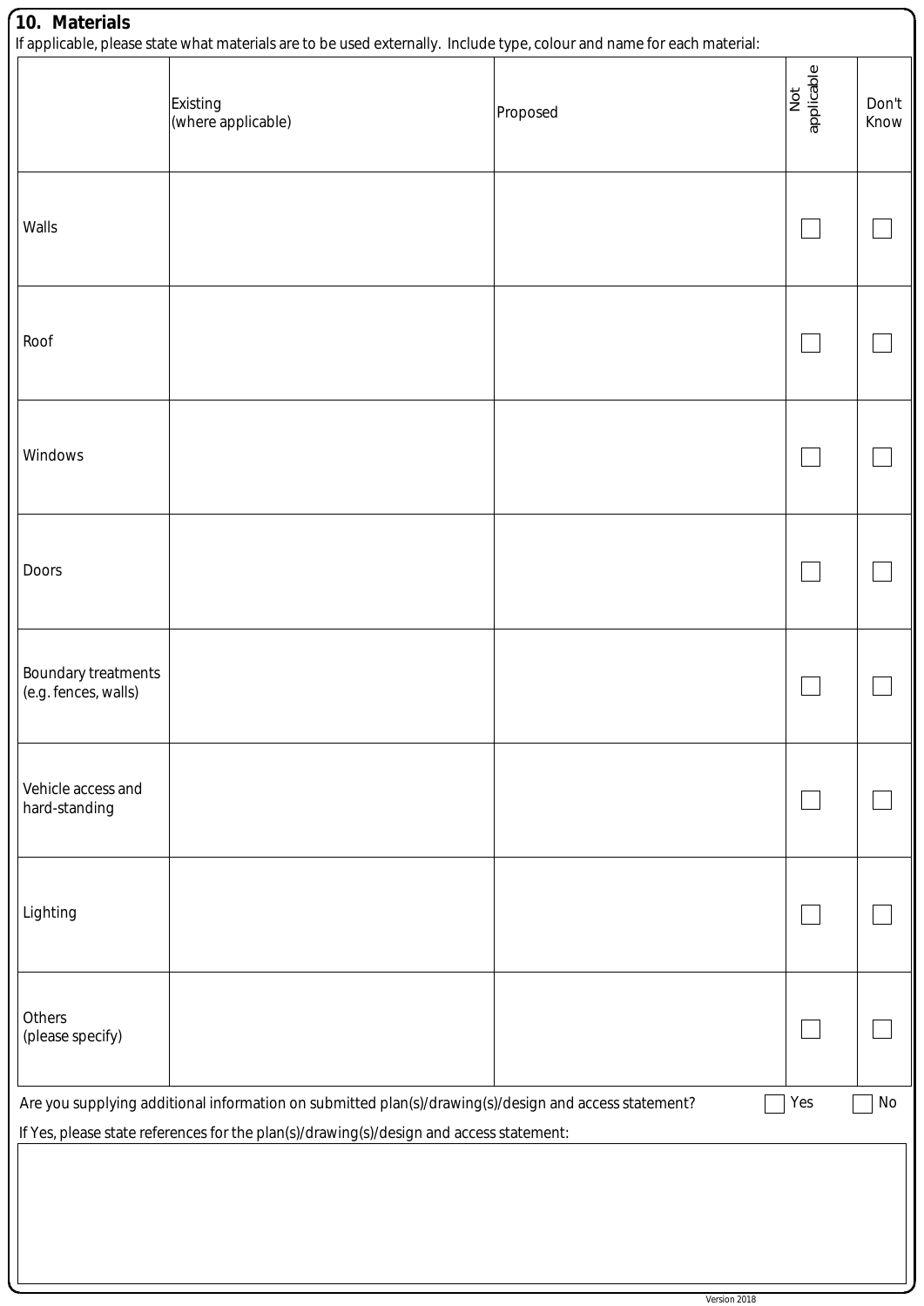## 10. Materials

If applicable, please state what materials are to be used externally. Include type, colour and name for each material:

| | Existing (where applicable) | Proposed | Not applicable | Don't Know |
|---|---|---|---|---|
| Walls | | | ☐ | ☐ |
| Roof | | | ☐ | ☐ |
| Windows | | | ☐ | ☐ |
| Doors | | | ☐ | ☐ |
| Boundary treatments (e.g. fences, walls) | | | ☐ | ☐ |
| Vehicle access and hard-standing | | | ☐ | ☐ |
| Lighting | | | ☐ | ☐ |
| Others (please specify) | | | ☐ | ☐ |

Are you supplying additional information on submitted plan(s)/drawing(s)/design and access statement? ☐ Yes ☐ No

If Yes, please state references for the plan(s)/drawing(s)/design and access statement:

Version 2018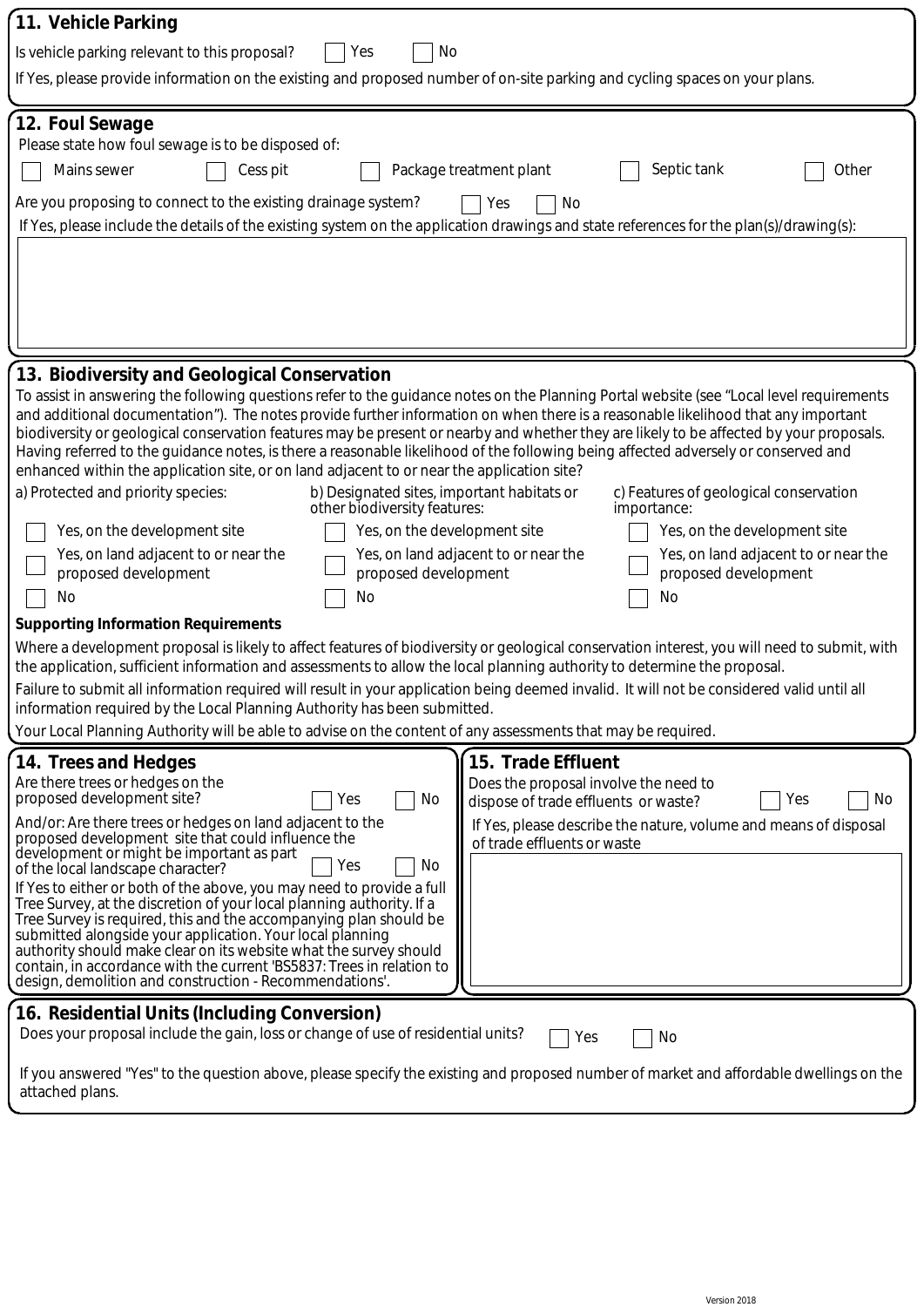## 11. Vehicle Parking

Is vehicle parking relevant to this proposal? ☐ Yes ☐ No

If Yes, please provide information on the existing and proposed number of on-site parking and cycling spaces on your plans.

## 12. Foul Sewage

Please state how foul sewage is to be disposed of:

☐ Mains sewer ☐ Cess pit ☐ Package treatment plant ☐ Septic tank ☐ Other

Are you proposing to connect to the existing drainage system? ☐ Yes ☐ No

If Yes, please include the details of the existing system on the application drawings and state references for the plan(s)/drawing(s):

## 13. Biodiversity and Geological Conservation

To assist in answering the following questions refer to the guidance notes on the Planning Portal website (see "Local level requirements and additional documentation"). The notes provide further information on when there is a reasonable likelihood that any important biodiversity or geological conservation features may be present or nearby and whether they are likely to be affected by your proposals. Having referred to the guidance notes, is there a reasonable likelihood of the following being affected adversely or conserved and enhanced within the application site, or on land adjacent to or near the application site?

| a) Protected and priority species: | b) Designated sites, important habitats or other biodiversity features: | c) Features of geological conservation importance: |
|---|---|---|
| ☐ Yes, on the development site | ☐ Yes, on the development site | ☐ Yes, on the development site |
| ☐ Yes, on land adjacent to or near the proposed development | ☐ Yes, on land adjacent to or near the proposed development | ☐ Yes, on land adjacent to or near the proposed development |
| ☐ No | ☐ No | ☐ No |

**Supporting Information Requirements**

Where a development proposal is likely to affect features of biodiversity or geological conservation interest, you will need to submit, with the application, sufficient information and assessments to allow the local planning authority to determine the proposal.

Failure to submit all information required will result in your application being deemed invalid. It will not be considered valid until all information required by the Local Planning Authority has been submitted.

Your Local Planning Authority will be able to advise on the content of any assessments that may be required.

## 14. Trees and Hedges

Are there trees or hedges on the proposed development site? ☐ Yes ☐ No

And/or: Are there trees or hedges on land adjacent to the proposed development site that could influence the development or might be important as part of the local landscape character? ☐ Yes ☐ No

If Yes to either or both of the above, you may need to provide a full Tree Survey, at the discretion of your local planning authority. If a Tree Survey is required, this and the accompanying plan should be submitted alongside your application. Your local planning authority should make clear on its website what the survey should contain, in accordance with the current 'BS5837: Trees in relation to design, demolition and construction - Recommendations'.

## 15. Trade Effluent

Does the proposal involve the need to dispose of trade effluents or waste? ☐ Yes ☐ No

If Yes, please describe the nature, volume and means of disposal of trade effluents or waste

## 16. Residential Units (Including Conversion)

Does your proposal include the gain, loss or change of use of residential units? ☐ Yes ☐ No

If you answered "Yes" to the question above, please specify the existing and proposed number of market and affordable dwellings on the attached plans.

Version 2018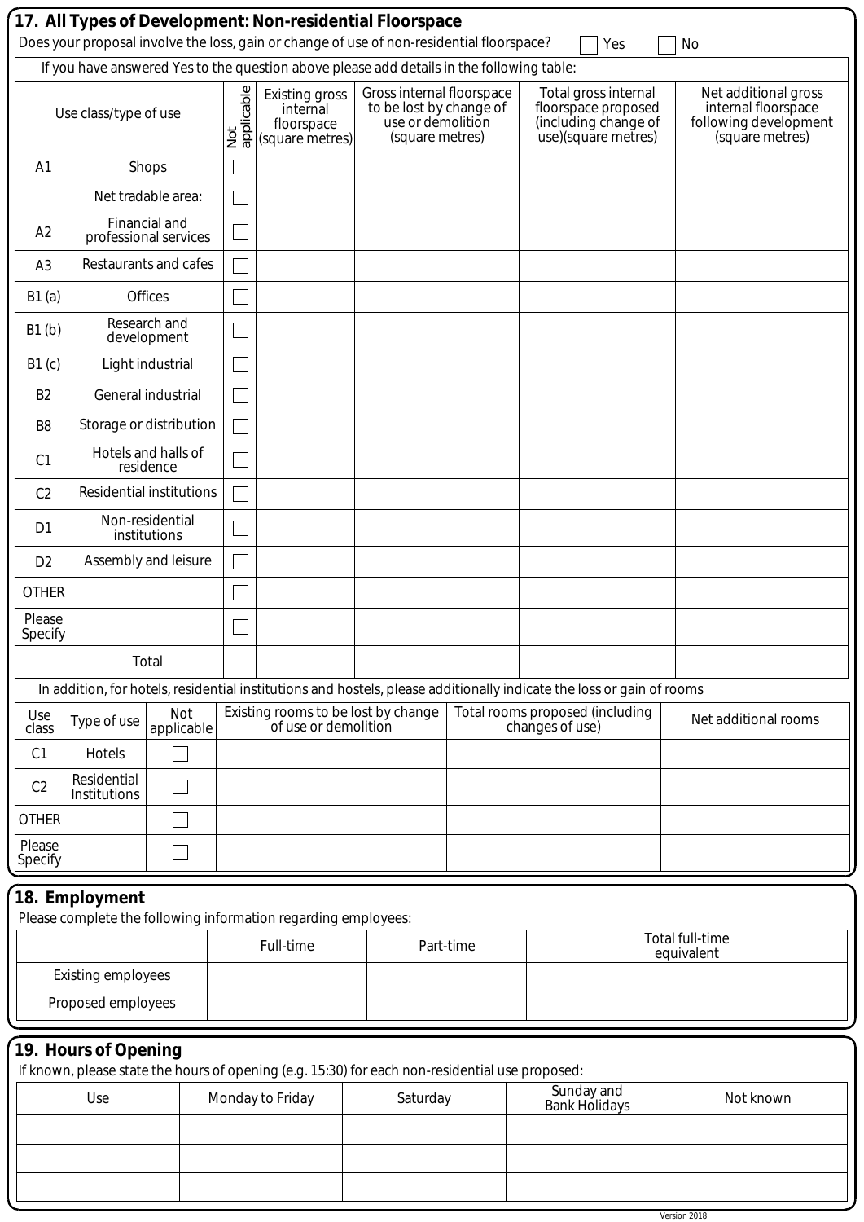## 17. All Types of Development: Non-residential Floorspace

Does your proposal involve the loss, gain or change of use of non-residential floorspace? ☐ Yes ☐ No

If you have answered Yes to the question above please add details in the following table:

| Use class/type of use | | Not applicable | Existing gross internal floorspace (square metres) | Gross internal floorspace to be lost by change of use or demolition (square metres) | Total gross internal floorspace proposed (including change of use)(square metres) | Net additional gross internal floorspace following development (square metres) |
|---|---|---|---|---|---|---|
| A1 | Shops | ☐ | | | | |
| | Net tradable area: | ☐ | | | | |
| A2 | Financial and professional services | ☐ | | | | |
| A3 | Restaurants and cafes | ☐ | | | | |
| B1 (a) | Offices | ☐ | | | | |
| B1 (b) | Research and development | ☐ | | | | |
| B1 (c) | Light industrial | ☐ | | | | |
| B2 | General industrial | ☐ | | | | |
| B8 | Storage or distribution | ☐ | | | | |
| C1 | Hotels and halls of residence | ☐ | | | | |
| C2 | Residential institutions | ☐ | | | | |
| D1 | Non-residential institutions | ☐ | | | | |
| D2 | Assembly and leisure | ☐ | | | | |
| OTHER | | ☐ | | | | |
| Please Specify | | ☐ | | | | |
| | Total | | | | | |

In addition, for hotels, residential institutions and hostels, please additionally indicate the loss or gain of rooms

| Use class | Type of use | Not applicable | Existing rooms to be lost by change of use or demolition | Total rooms proposed (including changes of use) | Net additional rooms |
|---|---|---|---|---|---|
| C1 | Hotels | ☐ | | | |
| C2 | Residential Institutions | ☐ | | | |
| OTHER | | ☐ | | | |
| Please Specify | | ☐ | | | |

## 18. Employment

Please complete the following information regarding employees:

| | Full-time | Part-time | Total full-time equivalent |
|---|---|---|---|
| Existing employees | | | |
| Proposed employees | | | |

## 19. Hours of Opening

If known, please state the hours of opening (e.g. 15:30) for each non-residential use proposed:

| Use | Monday to Friday | Saturday | Sunday and Bank Holidays | Not known |
|---|---|---|---|---|
| | | | | |
| | | | | |
| | | | | |

Version 2018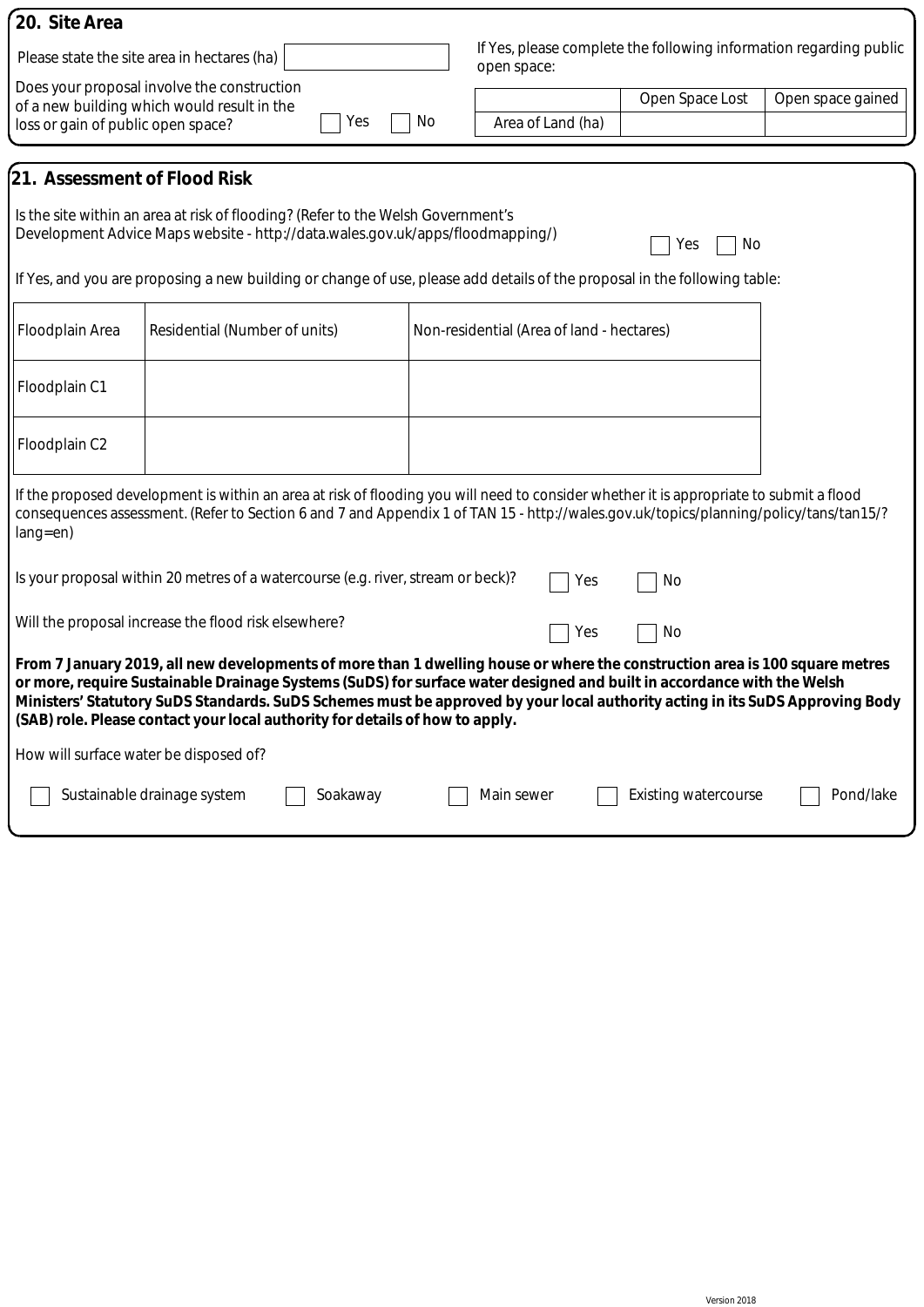## 20. Site Area

Please state the site area in hectares (ha)

Does your proposal involve the construction of a new building which would result in the loss or gain of public open space? ☐ Yes ☐ No

If Yes, please complete the following information regarding public open space:

| | Open Space Lost | Open space gained |
|---|---|---|
| Area of Land (ha) | | |

## 21. Assessment of Flood Risk

Is the site within an area at risk of flooding? (Refer to the Welsh Government's Development Advice Maps website - http://data.wales.gov.uk/apps/floodmapping/) ☐ Yes ☐ No

If Yes, and you are proposing a new building or change of use, please add details of the proposal in the following table:

| Floodplain Area | Residential (Number of units) | Non-residential (Area of land - hectares) |
|---|---|---|
| Floodplain C1 | | |
| Floodplain C2 | | |

If the proposed development is within an area at risk of flooding you will need to consider whether it is appropriate to submit a flood consequences assessment. (Refer to Section 6 and 7 and Appendix 1 of TAN 15 - http://wales.gov.uk/topics/planning/policy/tans/tan15/?lang=en)

Is your proposal within 20 metres of a watercourse (e.g. river, stream or beck)? ☐ Yes ☐ No

Will the proposal increase the flood risk elsewhere? ☐ Yes ☐ No

**From 7 January 2019, all new developments of more than 1 dwelling house or where the construction area is 100 square metres or more, require Sustainable Drainage Systems (SuDS) for surface water designed and built in accordance with the Welsh Ministers' Statutory SuDS Standards. SuDS Schemes must be approved by your local authority acting in its SuDS Approving Body (SAB) role. Please contact your local authority for details of how to apply.**

How will surface water be disposed of?

☐ Sustainable drainage system ☐ Soakaway ☐ Main sewer ☐ Existing watercourse ☐ Pond/lake

Version 2018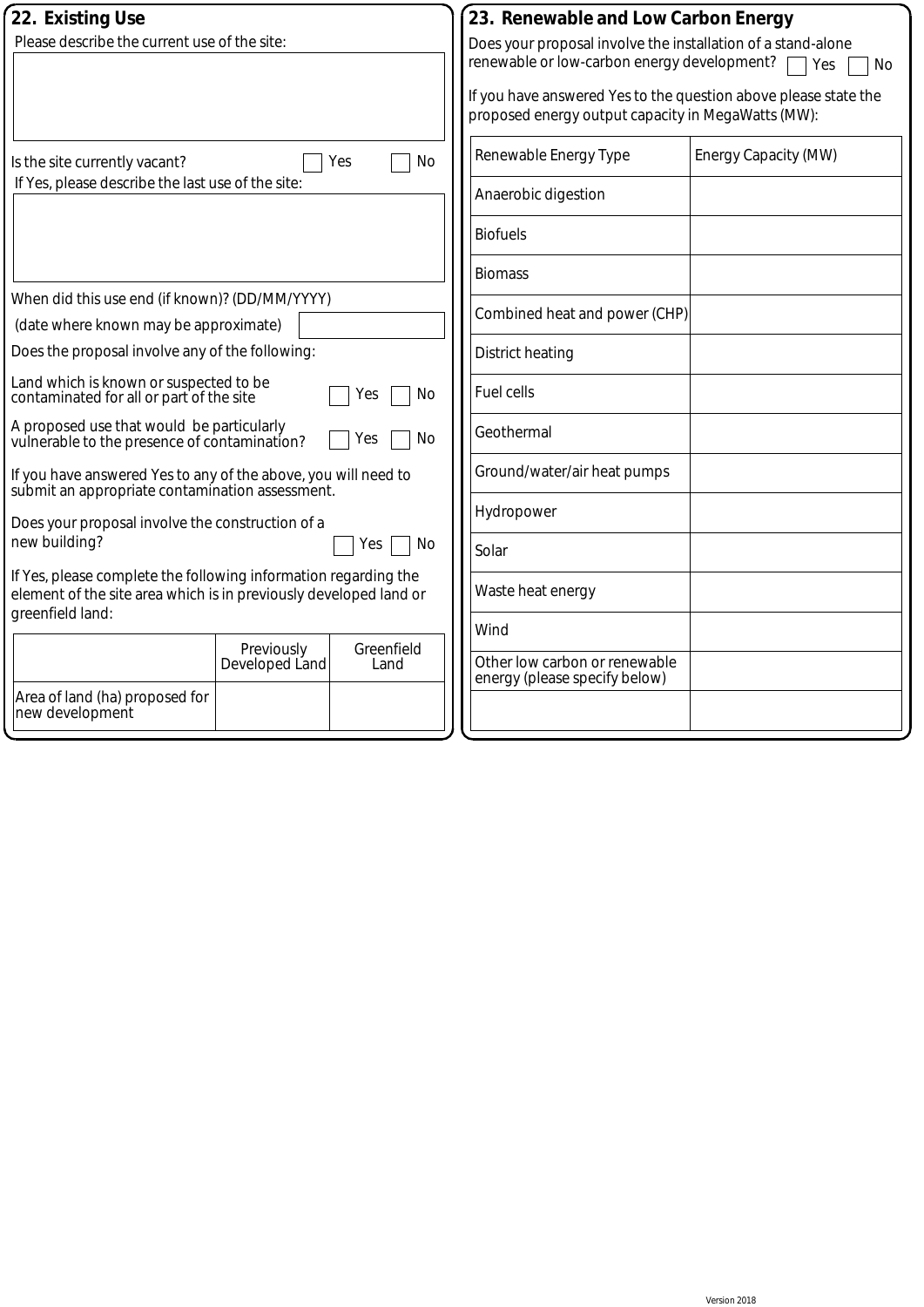## 22. Existing Use

Please describe the current use of the site:

Is the site currently vacant? ☐ Yes ☐ No

If Yes, please describe the last use of the site:

When did this use end (if known)? (DD/MM/YYYY)
(date where known may be approximate)

Does the proposal involve any of the following:

Land which is known or suspected to be contaminated for all or part of the site ☐ Yes ☐ No

A proposed use that would be particularly vulnerable to the presence of contamination? ☐ Yes ☐ No

If you have answered Yes to any of the above, you will need to submit an appropriate contamination assessment.

Does your proposal involve the construction of a new building? ☐ Yes ☐ No

If Yes, please complete the following information regarding the element of the site area which is in previously developed land or greenfield land:

| | Previously Developed Land | Greenfield Land |
|---|---|---|
| Area of land (ha) proposed for new development | | |

## 23. Renewable and Low Carbon Energy

Does your proposal involve the installation of a stand-alone renewable or low-carbon energy development? ☐ Yes ☐ No

If you have answered Yes to the question above please state the proposed energy output capacity in MegaWatts (MW):

| Renewable Energy Type | Energy Capacity (MW) |
|---|---|
| Anaerobic digestion | |
| Biofuels | |
| Biomass | |
| Combined heat and power (CHP) | |
| District heating | |
| Fuel cells | |
| Geothermal | |
| Ground/water/air heat pumps | |
| Hydropower | |
| Solar | |
| Waste heat energy | |
| Wind | |
| Other low carbon or renewable energy (please specify below) | |
| | |

Version 2018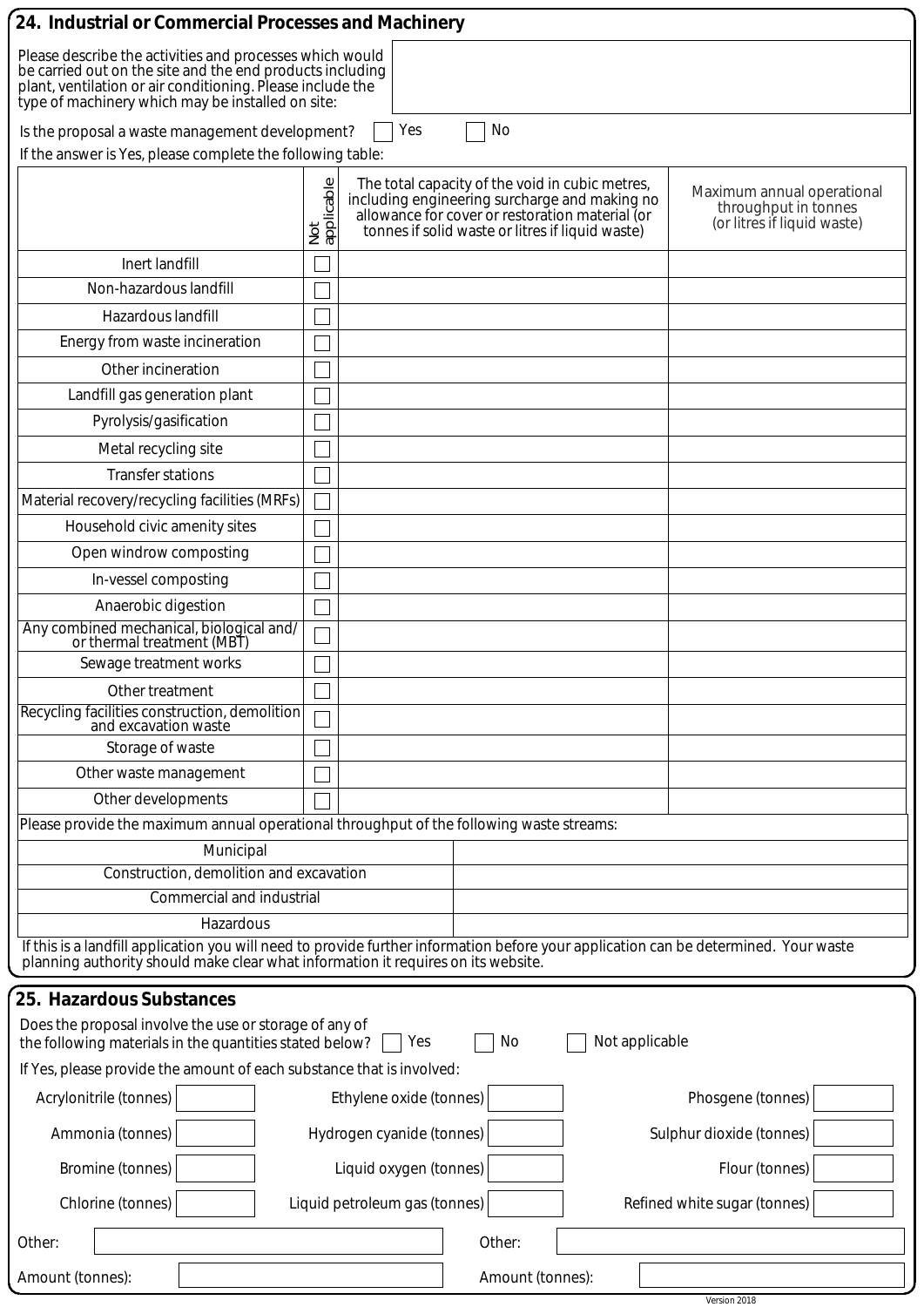## 24. Industrial or Commercial Processes and Machinery

Please describe the activities and processes which would be carried out on the site and the end products including plant, ventilation or air conditioning. Please include the type of machinery which may be installed on site:

Is the proposal a waste management development? ☐ Yes ☐ No

If the answer is Yes, please complete the following table:

| | Not applicable | The total capacity of the void in cubic metres, including engineering surcharge and making no allowance for cover or restoration material (or tonnes if solid waste or litres if liquid waste) | Maximum annual operational throughput in tonnes (or litres if liquid waste) |
|---|---|---|---|
| Inert landfill | ☐ | | |
| Non-hazardous landfill | ☐ | | |
| Hazardous landfill | ☐ | | |
| Energy from waste incineration | ☐ | | |
| Other incineration | ☐ | | |
| Landfill gas generation plant | ☐ | | |
| Pyrolysis/gasification | ☐ | | |
| Metal recycling site | ☐ | | |
| Transfer stations | ☐ | | |
| Material recovery/recycling facilities (MRFs) | ☐ | | |
| Household civic amenity sites | ☐ | | |
| Open windrow composting | ☐ | | |
| In-vessel composting | ☐ | | |
| Anaerobic digestion | ☐ | | |
| Any combined mechanical, biological and/or thermal treatment (MBT) | ☐ | | |
| Sewage treatment works | ☐ | | |
| Other treatment | ☐ | | |
| Recycling facilities construction, demolition and excavation waste | ☐ | | |
| Storage of waste | ☐ | | |
| Other waste management | ☐ | | |
| Other developments | ☐ | | |

Please provide the maximum annual operational throughput of the following waste streams:

| Waste stream | |
|---|---|
| Municipal | |
| Construction, demolition and excavation | |
| Commercial and industrial | |
| Hazardous | |

If this is a landfill application you will need to provide further information before your application can be determined. Your waste planning authority should make clear what information it requires on its website.

## 25. Hazardous Substances

Does the proposal involve the use or storage of any of the following materials in the quantities stated below? ☐ Yes ☐ No ☐ Not applicable

If Yes, please provide the amount of each substance that is involved:

| | | | | | |
|---|---|---|---|---|---|
| Acrylonitrile (tonnes) | | Ethylene oxide (tonnes) | | Phosgene (tonnes) | |
| Ammonia (tonnes) | | Hydrogen cyanide (tonnes) | | Sulphur dioxide (tonnes) | |
| Bromine (tonnes) | | Liquid oxygen (tonnes) | | Flour (tonnes) | |
| Chlorine (tonnes) | | Liquid petroleum gas (tonnes) | | Refined white sugar (tonnes) | |

Other:

Amount (tonnes):

Other:

Amount (tonnes):

Version 2018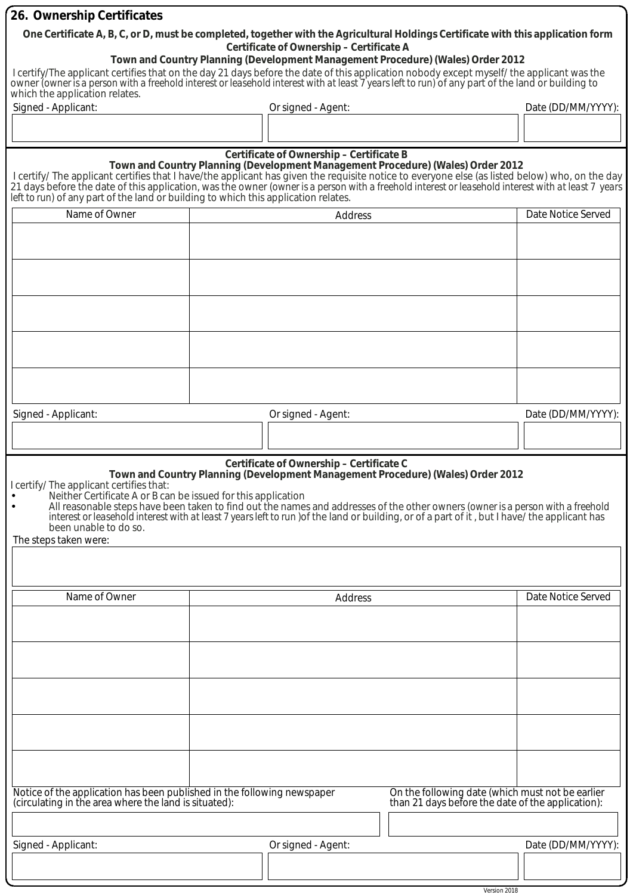## 26. Ownership Certificates

**One Certificate A, B, C, or D, must be completed, together with the Agricultural Holdings Certificate with this application form**

### Certificate of Ownership – Certificate A

**Town and Country Planning (Development Management Procedure) (Wales) Order 2012**

I certify/The applicant certifies that on the day 21 days before the date of this application nobody except myself/ the applicant was the owner (owner is a person with a freehold interest or leasehold interest with at least 7 years left to run) of any part of the land or building to which the application relates.

| Signed - Applicant: | Or signed - Agent: | Date (DD/MM/YYYY): |
|---|---|---|
| | | |

### Certificate of Ownership – Certificate B

**Town and Country Planning (Development Management Procedure) (Wales) Order 2012**

I certify/ The applicant certifies that I have/the applicant has given the requisite notice to everyone else (as listed below) who, on the day 21 days before the date of this application, was the owner (owner is a person with a freehold interest or leasehold interest with at least 7 years left to run) of any part of the land or building to which this application relates.

| Name of Owner | Address | Date Notice Served |
|---|---|---|
| | | |
| | | |
| | | |
| | | |
| | | |

| Signed - Applicant: | Or signed - Agent: | Date (DD/MM/YYYY): |
|---|---|---|
| | | |

### Certificate of Ownership – Certificate C

**Town and Country Planning (Development Management Procedure) (Wales) Order 2012**

I certify/ The applicant certifies that:

- Neither Certificate A or B can be issued for this application
- All reasonable steps have been taken to find out the names and addresses of the other owners (owner is a person with a freehold interest or leasehold interest with at least 7 years left to run )of the land or building, or of a part of it , but I have/ the applicant has been unable to do so.

The steps taken were:

| Name of Owner | Address | Date Notice Served |
|---|---|---|
| | | |
| | | |
| | | |
| | | |
| | | |

| Notice of the application has been published in the following newspaper (circulating in the area where the land is situated): | On the following date (which must not be earlier than 21 days before the date of the application): |
|---|---|
| | |

| Signed - Applicant: | Or signed - Agent: | Date (DD/MM/YYYY): |
|---|---|---|
| | | |

Version 2018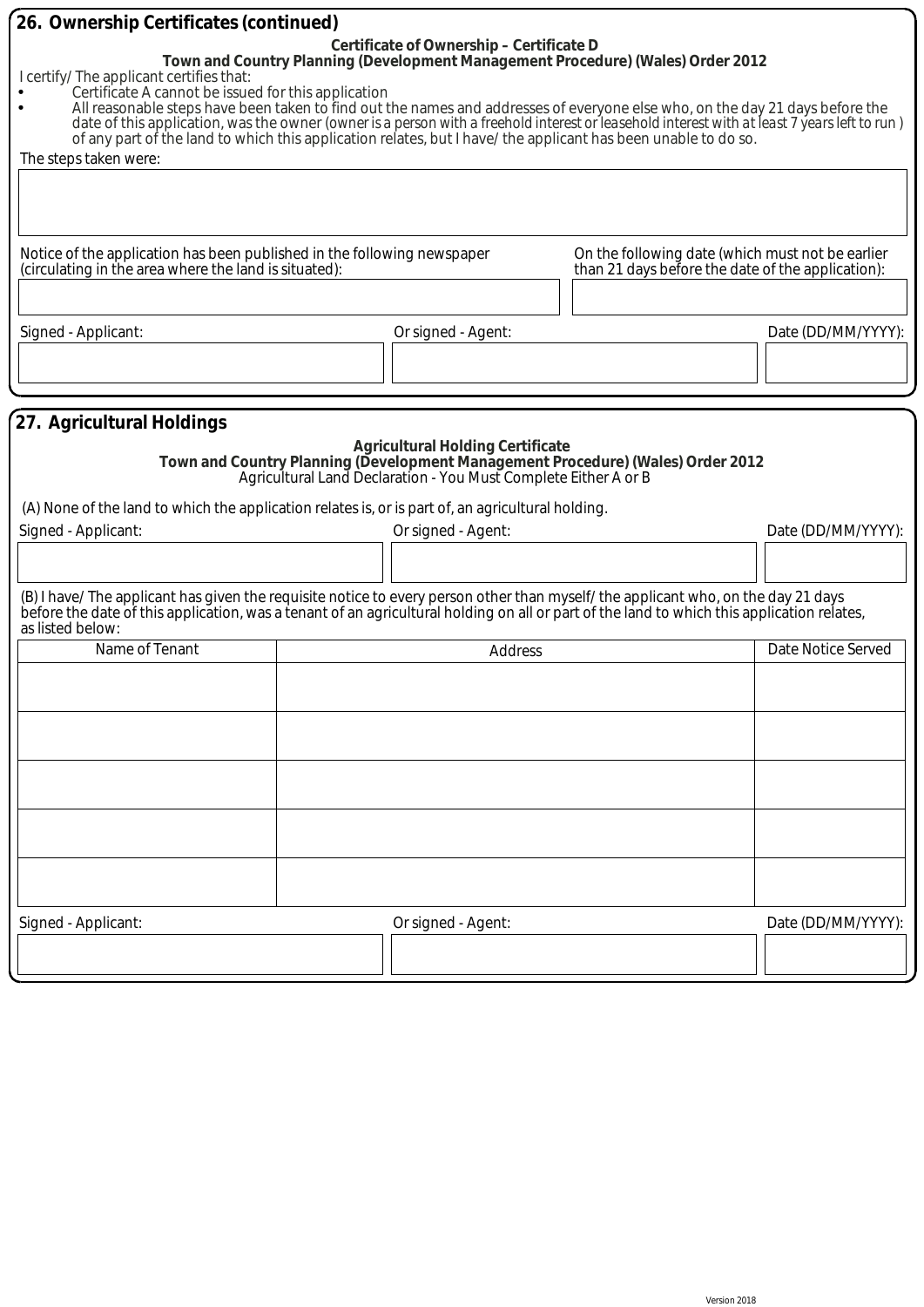## 26. Ownership Certificates (continued)

**Certificate of Ownership – Certificate D**
**Town and Country Planning (Development Management Procedure) (Wales) Order 2012**

I certify/ The applicant certifies that:

- Certificate A cannot be issued for this application
- All reasonable steps have been taken to find out the names and addresses of everyone else who, on the day 21 days before the date of this application, was the owner (owner is a person with a freehold interest or leasehold interest with at least 7 years left to run ) of any part of the land to which this application relates, but I have/ the applicant has been unable to do so.

The steps taken were:

| |
|---|
| |

| Notice of the application has been published in the following newspaper (circulating in the area where the land is situated): | On the following date (which must not be earlier than 21 days before the date of the application): |
|---|---|
| | |

| Signed - Applicant: | Or signed - Agent: | Date (DD/MM/YYYY): |
|---|---|---|
| | | |

## 27. Agricultural Holdings

**Agricultural Holding Certificate**
**Town and Country Planning (Development Management Procedure) (Wales) Order 2012**
Agricultural Land Declaration - You Must Complete Either A or B

(A) None of the land to which the application relates is, or is part of, an agricultural holding.

| Signed - Applicant: | Or signed - Agent: | Date (DD/MM/YYYY): |
|---|---|---|
| | | |

(B) I have/ The applicant has given the requisite notice to every person other than myself/ the applicant who, on the day 21 days before the date of this application, was a tenant of an agricultural holding on all or part of the land to which this application relates, as listed below:

| Name of Tenant | Address | Date Notice Served |
|---|---|---|
| | | |
| | | |
| | | |
| | | |
| | | |

| Signed - Applicant: | Or signed - Agent: | Date (DD/MM/YYYY): |
|---|---|---|
| | | |

Version 2018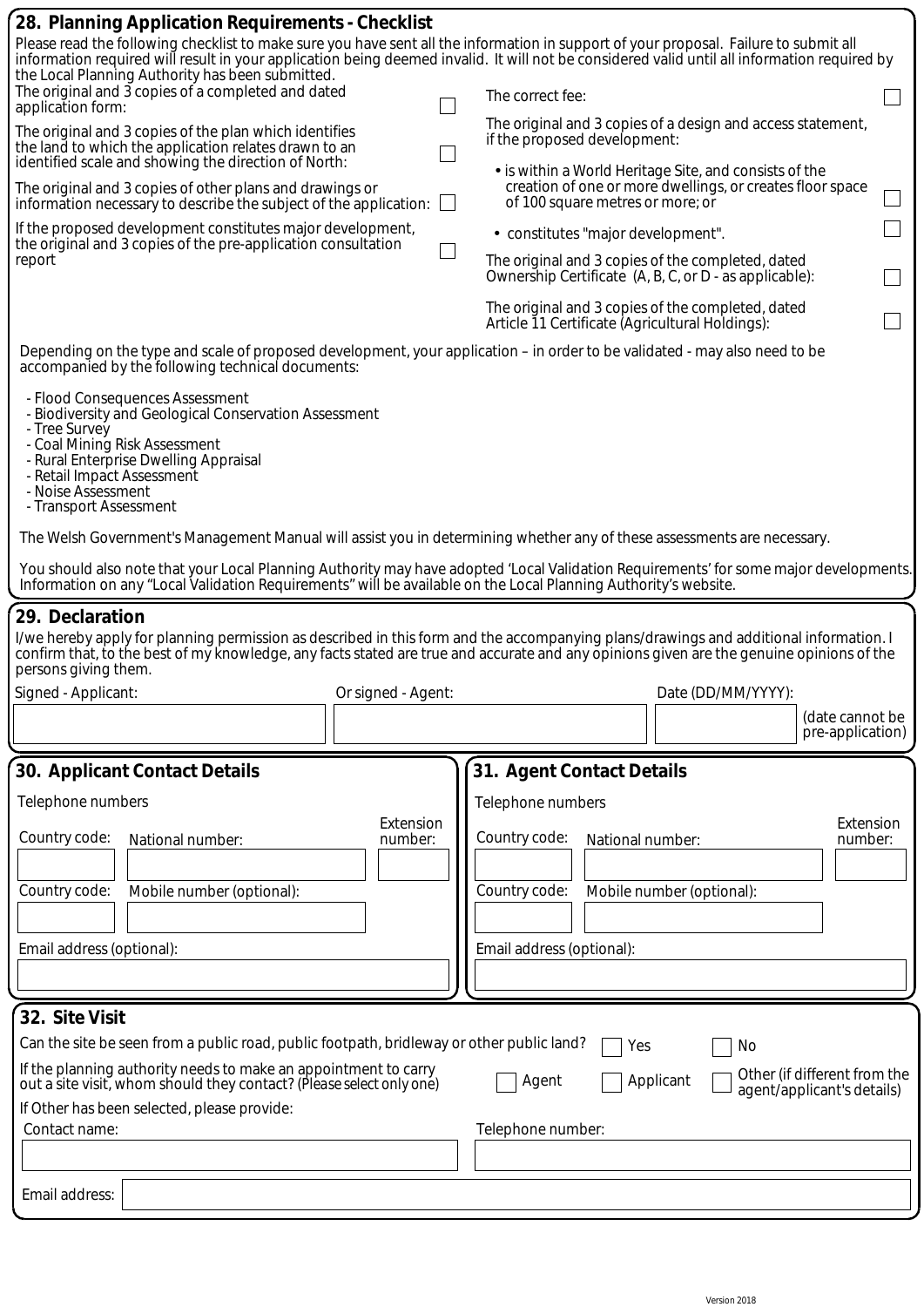## 28. Planning Application Requirements - Checklist

Please read the following checklist to make sure you have sent all the information in support of your proposal. Failure to submit all information required will result in your application being deemed invalid. It will not be considered valid until all information required by the Local Planning Authority has been submitted.

- The original and 3 copies of a completed and dated application form: ☐
- The original and 3 copies of the plan which identifies the land to which the application relates drawn to an identified scale and showing the direction of North: ☐
- The original and 3 copies of other plans and drawings or information necessary to describe the subject of the application: ☐
- If the proposed development constitutes major development, the original and 3 copies of the pre-application consultation report ☐
- The correct fee: ☐
- The original and 3 copies of a design and access statement, if the proposed development:
  - is within a World Heritage Site, and consists of the creation of one or more dwellings, or creates floor space of 100 square metres or more; or ☐
  - constitutes "major development". ☐
- The original and 3 copies of the completed, dated Ownership Certificate (A, B, C, or D - as applicable): ☐
- The original and 3 copies of the completed, dated Article 11 Certificate (Agricultural Holdings): ☐

Depending on the type and scale of proposed development, your application – in order to be validated - may also need to be accompanied by the following technical documents:

- Flood Consequences Assessment
- Biodiversity and Geological Conservation Assessment
- Tree Survey
- Coal Mining Risk Assessment
- Rural Enterprise Dwelling Appraisal
- Retail Impact Assessment
- Noise Assessment
- Transport Assessment

The Welsh Government's Management Manual will assist you in determining whether any of these assessments are necessary.

You should also note that your Local Planning Authority may have adopted 'Local Validation Requirements' for some major developments. Information on any "Local Validation Requirements" will be available on the Local Planning Authority's website.

## 29. Declaration

I/we hereby apply for planning permission as described in this form and the accompanying plans/drawings and additional information. I confirm that, to the best of my knowledge, any facts stated are true and accurate and any opinions given are the genuine opinions of the persons giving them.

| Signed - Applicant: | Or signed - Agent: | Date (DD/MM/YYYY): |
|---|---|---|
| | | (date cannot be pre-application) |

## 30. Applicant Contact Details

Telephone numbers

Country code: | National number: | Extension number:

Country code: | Mobile number (optional):

Email address (optional):

## 31. Agent Contact Details

Telephone numbers

Country code: | National number: | Extension number:

Country code: | Mobile number (optional):

Email address (optional):

## 32. Site Visit

Can the site be seen from a public road, public footpath, bridleway or other public land? ☐ Yes ☐ No

If the planning authority needs to make an appointment to carry out a site visit, whom should they contact? *(Please select only one)* ☐ Agent ☐ Applicant ☐ Other (if different from the agent/applicant's details)

If Other has been selected, please provide:

Contact name: | Telephone number:

Email address:

Version 2018